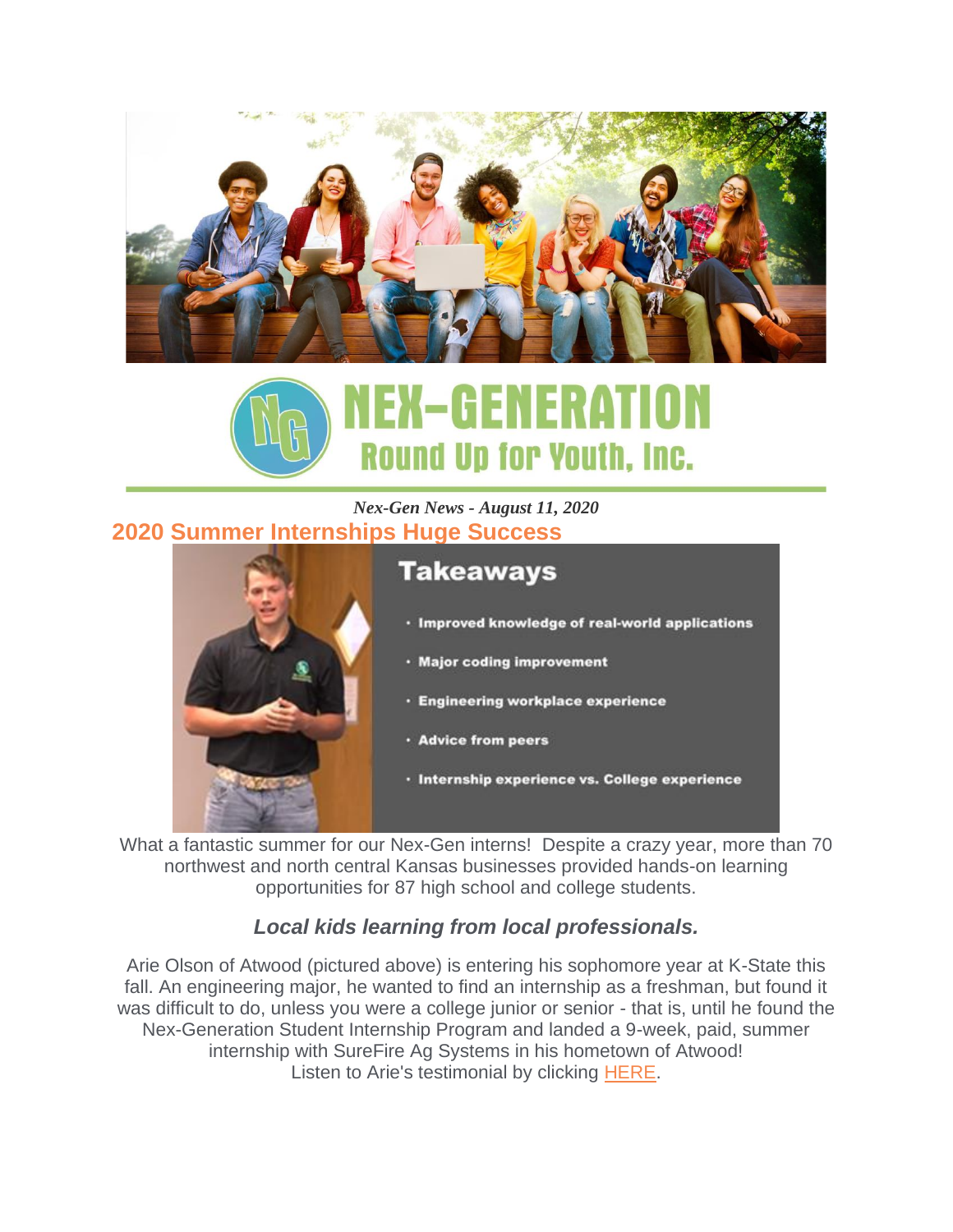# NEX-GENERATION

## Round Up for Youth, Inc.

*Nex-Gen News - August 11, 2020*

## 2020 Summer Internships Huge Success

**Takeaways**

- Improved knowledge of real-world applications
- Major coding improvement
- Engineering workplace experience
- Advice from peers
- Internship experience vs. College experience

What a fantastic summer for our Nex-Gen interns! Despite a crazy year, more than 70 northwest and north central Kansas businesses provided hands-on learning opportunities for 87 high school and college students.

### *Local kids learning from local professionals.*

Arie Olson of Atwood (pictured above) is entering his sophomore year at K-State this fall. An engineering major, he wanted to find an internship as a freshman, but found it was difficult to do, unless you were a college junior or senior - that is, until he found the Nex-Generation Student Internship Program and landed a 9-week, paid, summer internship with SureFire Ag Systems in his hometown of Atwood!
Listen to Arie's testimonial by clicking HERE.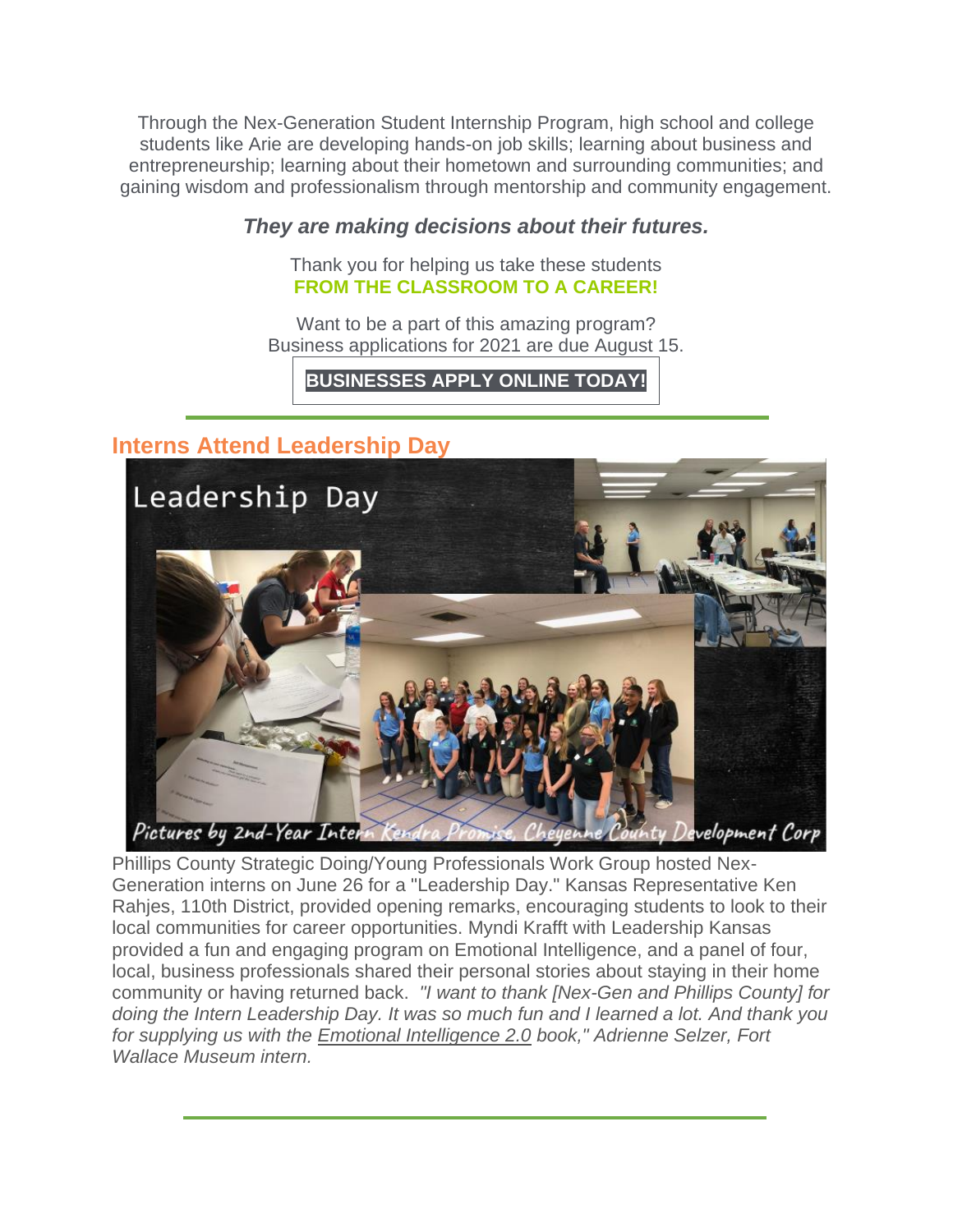Through the Nex-Generation Student Internship Program, high school and college students like Arie are developing hands-on job skills; learning about business and entrepreneurship; learning about their hometown and surrounding communities; and gaining wisdom and professionalism through mentorship and community engagement.

***They are making decisions about their futures.***

Thank you for helping us take these students
**FROM THE CLASSROOM TO A CAREER!**

Want to be a part of this amazing program?
Business applications for 2021 are due August 15.

**BUSINESSES APPLY ONLINE TODAY!**

---

## Interns Attend Leadership Day

Pictures by 2nd-Year Intern Kendra Promise, Cheyenne County Development Corp

Phillips County Strategic Doing/Young Professionals Work Group hosted Nex-Generation interns on June 26 for a "Leadership Day." Kansas Representative Ken Rahjes, 110th District, provided opening remarks, encouraging students to look to their local communities for career opportunities. Myndi Krafft with Leadership Kansas provided a fun and engaging program on Emotional Intelligence, and a panel of four, local, business professionals shared their personal stories about staying in their home community or having returned back. *"I want to thank [Nex-Gen and Phillips County] for doing the Intern Leadership Day. It was so much fun and I learned a lot. And thank you for supplying us with the Emotional Intelligence 2.0 book," Adrienne Selzer, Fort Wallace Museum intern.*

---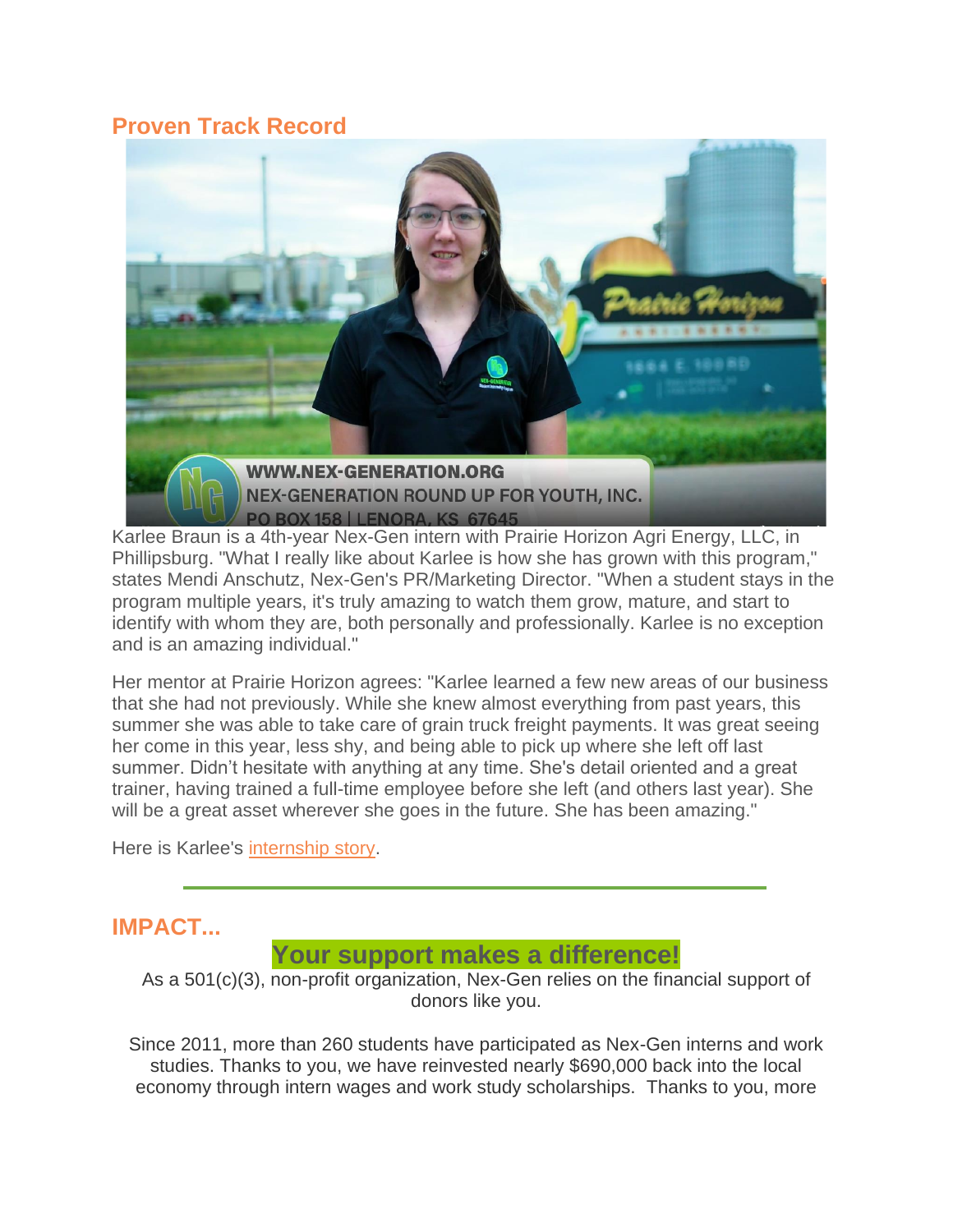## Proven Track Record

Karlee Braun is a 4th-year Nex-Gen intern with Prairie Horizon Agri Energy, LLC, in Phillipsburg. "What I really like about Karlee is how she has grown with this program," states Mendi Anschutz, Nex-Gen's PR/Marketing Director. "When a student stays in the program multiple years, it's truly amazing to watch them grow, mature, and start to identify with whom they are, both personally and professionally. Karlee is no exception and is an amazing individual."

Her mentor at Prairie Horizon agrees: "Karlee learned a few new areas of our business that she had not previously. While she knew almost everything from past years, this summer she was able to take care of grain truck freight payments. It was great seeing her come in this year, less shy, and being able to pick up where she left off last summer. Didn't hesitate with anything at any time. She's detail oriented and a great trainer, having trained a full-time employee before she left (and others last year). She will be a great asset wherever she goes in the future. She has been amazing."

Here is Karlee's internship story.

---

## IMPACT...

**Your support makes a difference!**

As a 501(c)(3), non-profit organization, Nex-Gen relies on the financial support of donors like you.

Since 2011, more than 260 students have participated as Nex-Gen interns and work studies. Thanks to you, we have reinvested nearly $690,000 back into the local economy through intern wages and work study scholarships. Thanks to you, more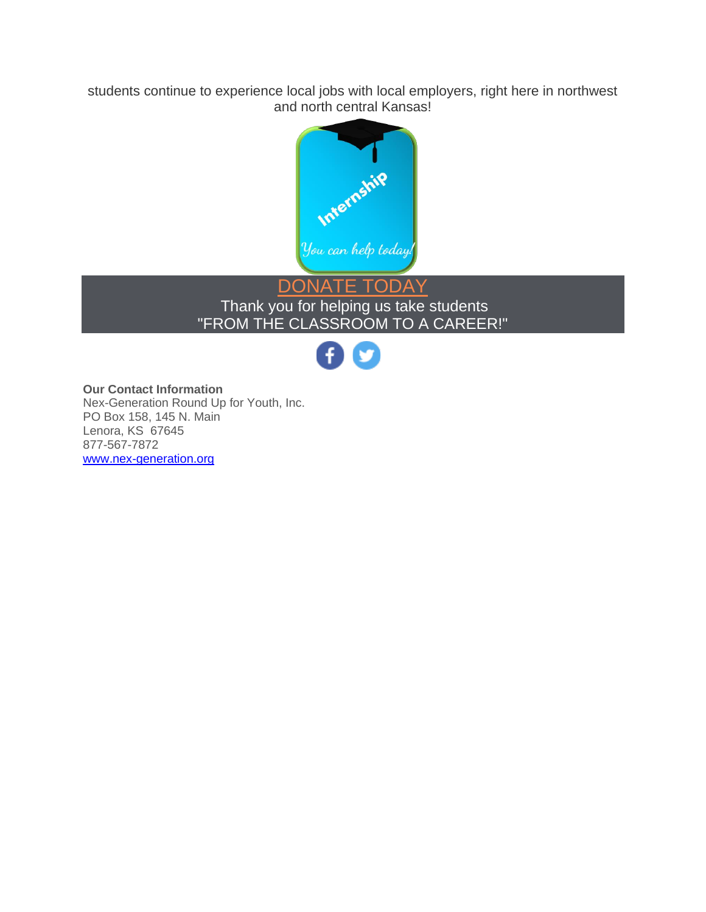students continue to experience local jobs with local employers, right here in northwest and north central Kansas!

DONATE TODAY

Thank you for helping us take students
"FROM THE CLASSROOM TO A CAREER!"

**Our Contact Information**
Nex-Generation Round Up for Youth, Inc.
PO Box 158, 145 N. Main
Lenora, KS 67645
877-567-7872
www.nex-generation.org